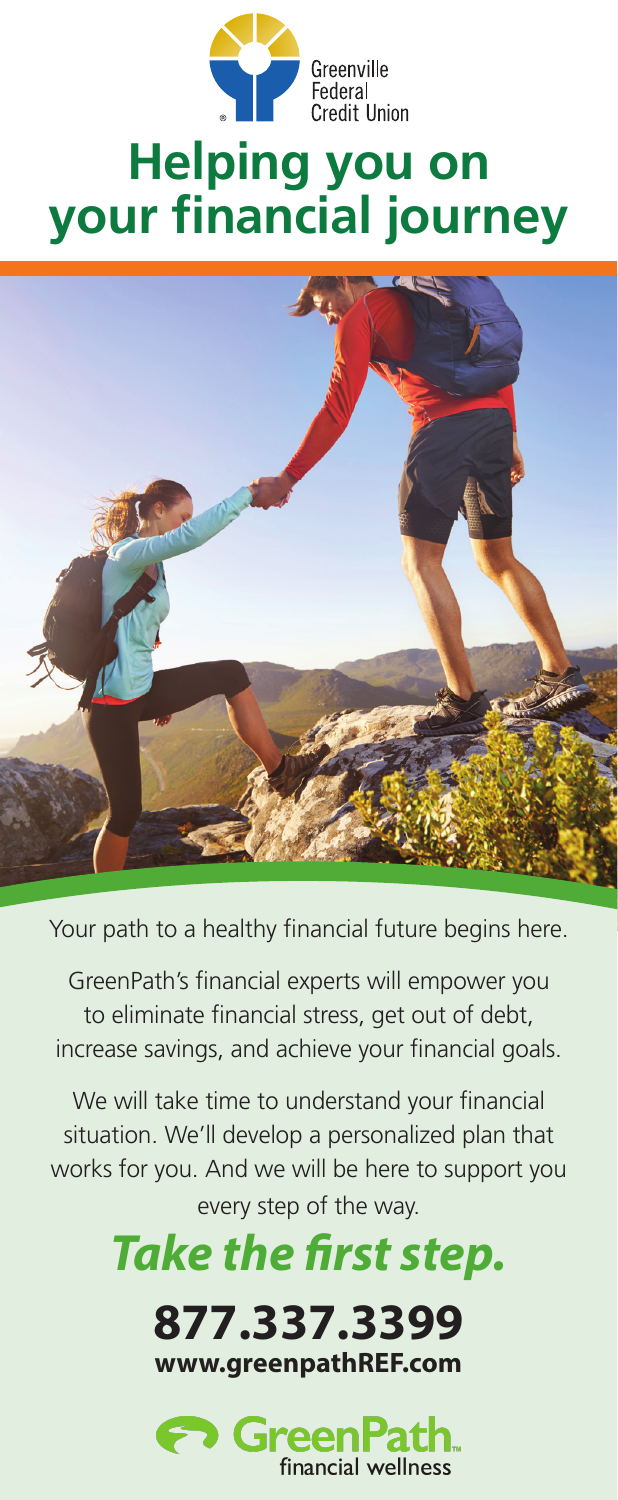Greenville Federal Credit Union

# Helping you on your financial journey

Your path to a healthy financial future begins here.

GreenPath's financial experts will empower you to eliminate financial stress, get out of debt, increase savings, and achieve your financial goals.

We will take time to understand your financial situation. We'll develop a personalized plan that works for you. And we will be here to support you every step of the way.

## ***Take the first step.***

**877.337.3399**

**www.greenpathREF.com**

GreenPath financial wellness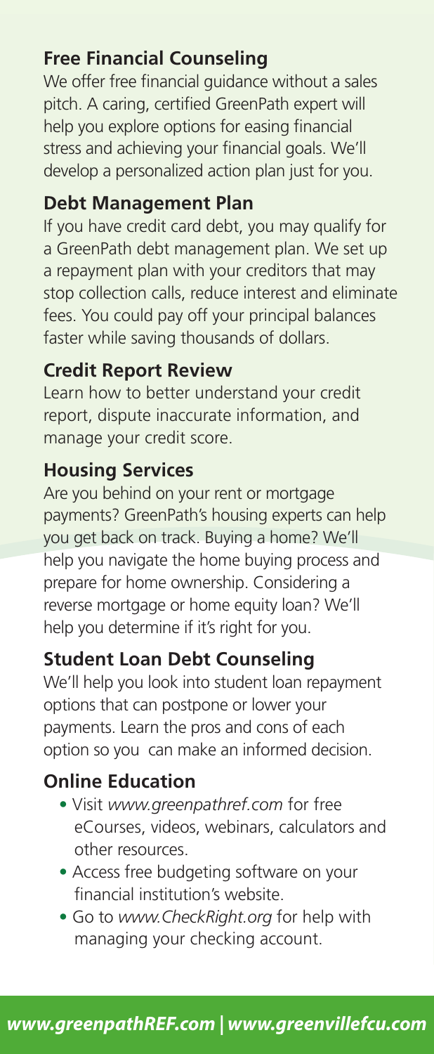## Free Financial Counseling

We offer free financial guidance without a sales pitch. A caring, certified GreenPath expert will help you explore options for easing financial stress and achieving your financial goals. We'll develop a personalized action plan just for you.

## Debt Management Plan

If you have credit card debt, you may qualify for a GreenPath debt management plan. We set up a repayment plan with your creditors that may stop collection calls, reduce interest and eliminate fees. You could pay off your principal balances faster while saving thousands of dollars.

## Credit Report Review

Learn how to better understand your credit report, dispute inaccurate information, and manage your credit score.

## Housing Services

Are you behind on your rent or mortgage payments? GreenPath's housing experts can help you get back on track. Buying a home? We'll help you navigate the home buying process and prepare for home ownership. Considering a reverse mortgage or home equity loan? We'll help you determine if it's right for you.

## Student Loan Debt Counseling

We'll help you look into student loan repayment options that can postpone or lower your payments. Learn the pros and cons of each option so you can make an informed decision.

## Online Education

- Visit *www.greenpathref.com* for free eCourses, videos, webinars, calculators and other resources.
- Access free budgeting software on your financial institution's website.
- Go to *www.CheckRight.org* for help with managing your checking account.

***www.greenpathREF.com | www.greenvillefcu.com***